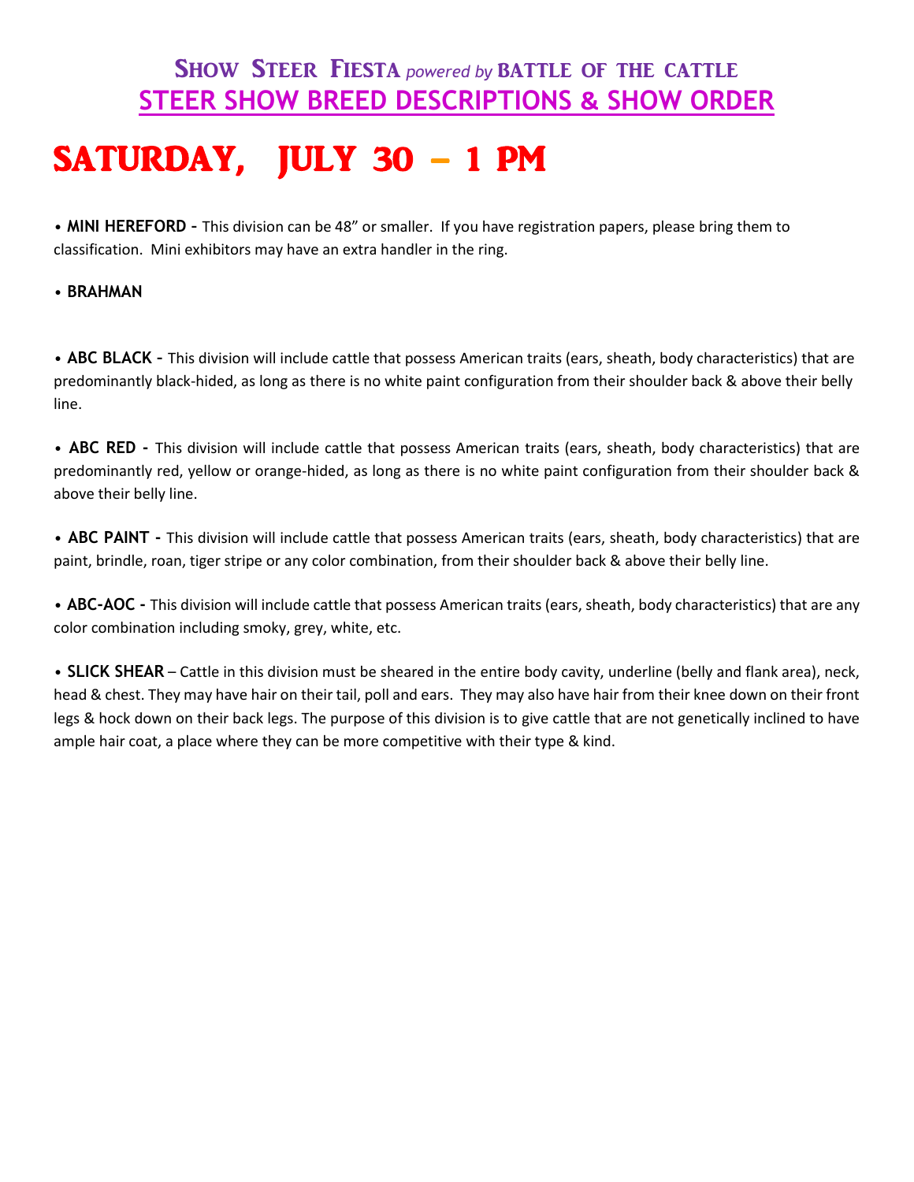## Show Steer Fiesta *powered by* BATTLE OF THE CATTLE

## STEER SHOW BREED DESCRIPTIONS & SHOW ORDER

# SATURDAY, JULY 30 – 1 PM

• **MINI HEREFORD -** This division can be 48" or smaller. If you have registration papers, please bring them to classification. Mini exhibitors may have an extra handler in the ring.

• **BRAHMAN**

• **ABC BLACK -** This division will include cattle that possess American traits (ears, sheath, body characteristics) that are predominantly black-hided, as long as there is no white paint configuration from their shoulder back & above their belly line.

• **ABC RED -** This division will include cattle that possess American traits (ears, sheath, body characteristics) that are predominantly red, yellow or orange-hided, as long as there is no white paint configuration from their shoulder back & above their belly line.

• **ABC PAINT -** This division will include cattle that possess American traits (ears, sheath, body characteristics) that are paint, brindle, roan, tiger stripe or any color combination, from their shoulder back & above their belly line.

• **ABC-AOC -** This division will include cattle that possess American traits (ears, sheath, body characteristics) that are any color combination including smoky, grey, white, etc.

• **SLICK SHEAR** – Cattle in this division must be sheared in the entire body cavity, underline (belly and flank area), neck, head & chest. They may have hair on their tail, poll and ears. They may also have hair from their knee down on their front legs & hock down on their back legs. The purpose of this division is to give cattle that are not genetically inclined to have ample hair coat, a place where they can be more competitive with their type & kind.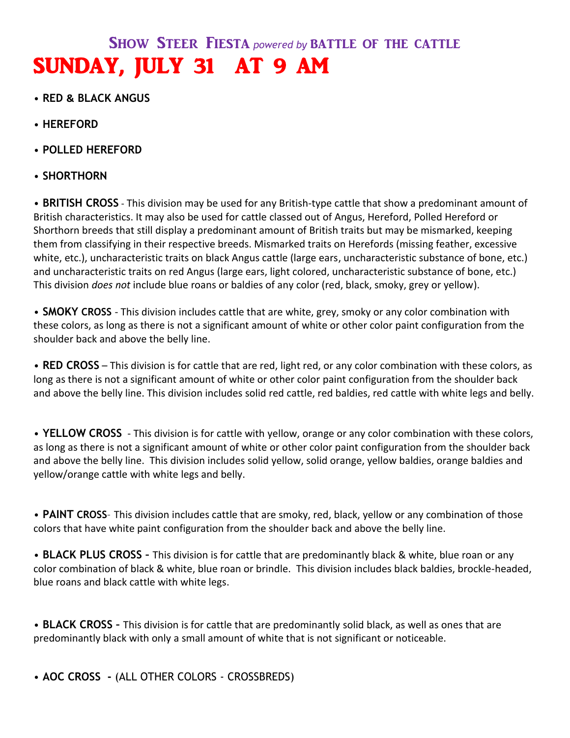## Show Steer Fiesta *powered by* Battle of the Cattle

# SUNDAY, JULY 31 AT 9 AM

- **RED & BLACK ANGUS**
- **HEREFORD**
- **POLLED HEREFORD**
- **SHORTHORN**

- **BRITISH CROSS** - This division may be used for any British-type cattle that show a predominant amount of British characteristics. It may also be used for cattle classed out of Angus, Hereford, Polled Hereford or Shorthorn breeds that still display a predominant amount of British traits but may be mismarked, keeping them from classifying in their respective breeds. Mismarked traits on Herefords (missing feather, excessive white, etc.), uncharacteristic traits on black Angus cattle (large ears, uncharacteristic substance of bone, etc.) and uncharacteristic traits on red Angus (large ears, light colored, uncharacteristic substance of bone, etc.) This division *does not* include blue roans or baldies of any color (red, black, smoky, grey or yellow).

- **SMOKY CROSS** - This division includes cattle that are white, grey, smoky or any color combination with these colors, as long as there is not a significant amount of white or other color paint configuration from the shoulder back and above the belly line.

- **RED CROSS** – This division is for cattle that are red, light red, or any color combination with these colors, as long as there is not a significant amount of white or other color paint configuration from the shoulder back and above the belly line. This division includes solid red cattle, red baldies, red cattle with white legs and belly.

- **YELLOW CROSS** - This division is for cattle with yellow, orange or any color combination with these colors, as long as there is not a significant amount of white or other color paint configuration from the shoulder back and above the belly line. This division includes solid yellow, solid orange, yellow baldies, orange baldies and yellow/orange cattle with white legs and belly.

- **PAINT CROSS**- This division includes cattle that are smoky, red, black, yellow or any combination of those colors that have white paint configuration from the shoulder back and above the belly line.

- **BLACK PLUS CROSS -** This division is for cattle that are predominantly black & white, blue roan or any color combination of black & white, blue roan or brindle. This division includes black baldies, brockle-headed, blue roans and black cattle with white legs.

- **BLACK CROSS -** This division is for cattle that are predominantly solid black, as well as ones that are predominantly black with only a small amount of white that is not significant or noticeable.

- **AOC CROSS -** (ALL OTHER COLORS - CROSSBREDS)